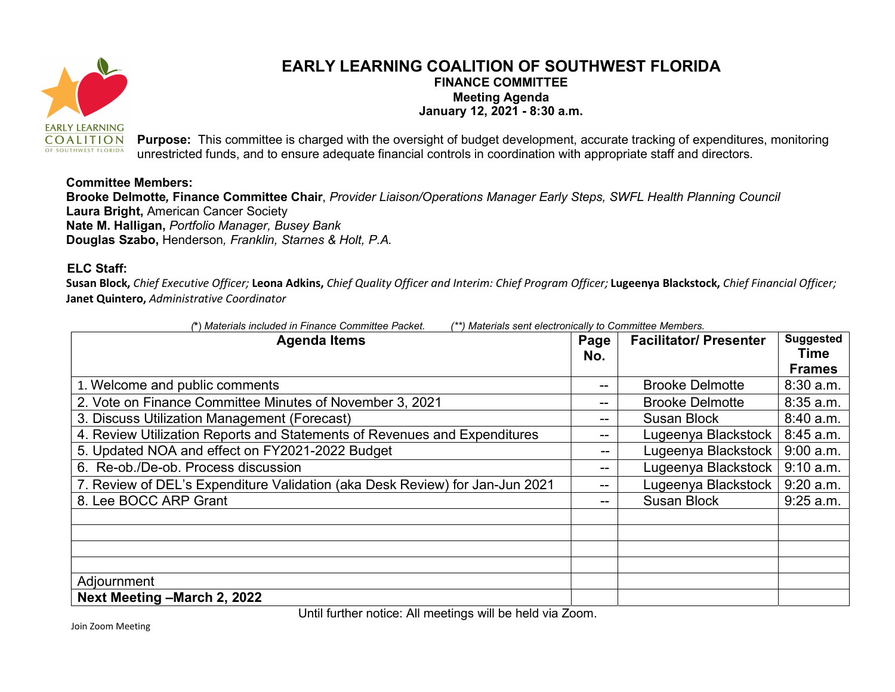# EARLY LEARNING COALITION OF SOUTHWEST FLORIDA

## FINANCE COMMITTEE

### Meeting Agenda

**January 12, 2021 - 8:30 a.m.**

**Purpose:** This committee is charged with the oversight of budget development, accurate tracking of expenditures, monitoring unrestricted funds, and to ensure adequate financial controls in coordination with appropriate staff and directors.

**Committee Members:**
**Brooke Delmotte, Finance Committee Chair**, *Provider Liaison/Operations Manager Early Steps, SWFL Health Planning Council*
**Laura Bright,** American Cancer Society
**Nate M. Halligan,** *Portfolio Manager, Busey Bank*
**Douglas Szabo,** Henderson*, Franklin, Starnes & Holt, P.A.*

**ELC Staff:**
**Susan Block,** *Chief Executive Officer;* **Leona Adkins,** *Chief Quality Officer and Interim: Chief Program Officer;* **Lugeenya Blackstock,** *Chief Financial Officer;* **Janet Quintero,** *Administrative Coordinator*

*(\*) Materials included in Finance Committee Packet. (\*\*) Materials sent electronically to Committee Members.*

| Agenda Items | Page No. | Facilitator/ Presenter | Suggested Time Frames |
|---|---|---|---|
| 1. Welcome and public comments | -- | Brooke Delmotte | 8:30 a.m. |
| 2. Vote on Finance Committee Minutes of November 3, 2021 | -- | Brooke Delmotte | 8:35 a.m. |
| 3. Discuss Utilization Management (Forecast) | -- | Susan Block | 8:40 a.m. |
| 4. Review Utilization Reports and Statements of Revenues and Expenditures | -- | Lugeenya Blackstock | 8:45 a.m. |
| 5. Updated NOA and effect on FY2021-2022 Budget | -- | Lugeenya Blackstock | 9:00 a.m. |
| 6. Re-ob./De-ob. Process discussion | -- | Lugeenya Blackstock | 9:10 a.m. |
| 7. Review of DEL's Expenditure Validation (aka Desk Review) for Jan-Jun 2021 | -- | Lugeenya Blackstock | 9:20 a.m. |
| 8. Lee BOCC ARP Grant | -- | Susan Block | 9:25 a.m. |
| | | | |
| | | | |
| | | | |
| | | | |
| Adjournment | | | |
| **Next Meeting –March 2, 2022** | | | |

Until further notice: All meetings will be held via Zoom.

Join Zoom Meeting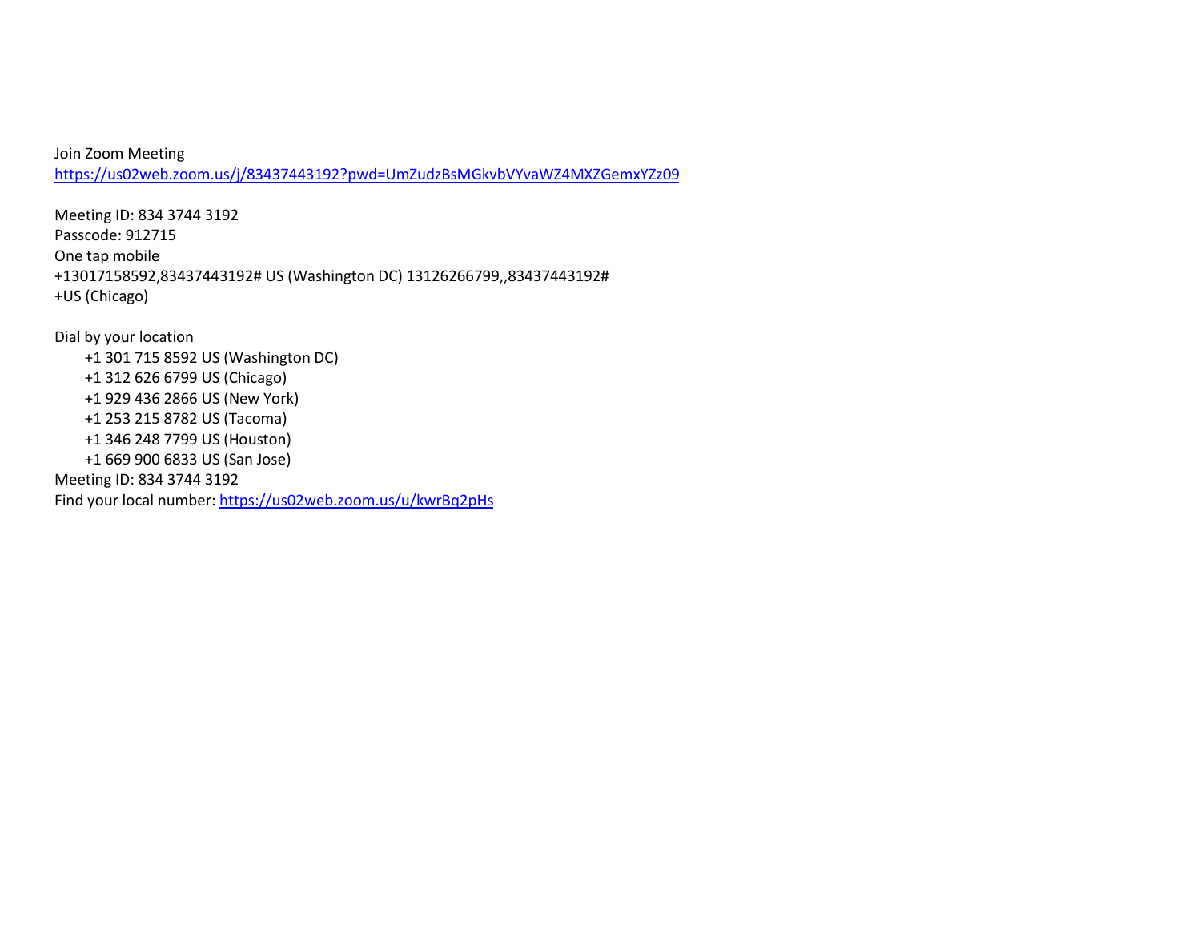Join Zoom Meeting
https://us02web.zoom.us/j/83437443192?pwd=UmZudzBsMGkvbVYvaWZ4MXZGemxYZz09

Meeting ID: 834 3744 3192
Passcode: 912715
One tap mobile
+13017158592,83437443192# US (Washington DC) 13126266799,,83437443192#
+US (Chicago)

Dial by your location
  +1 301 715 8592 US (Washington DC)
  +1 312 626 6799 US (Chicago)
  +1 929 436 2866 US (New York)
  +1 253 215 8782 US (Tacoma)
  +1 346 248 7799 US (Houston)
  +1 669 900 6833 US (San Jose)
Meeting ID: 834 3744 3192
Find your local number: https://us02web.zoom.us/u/kwrBq2pHs